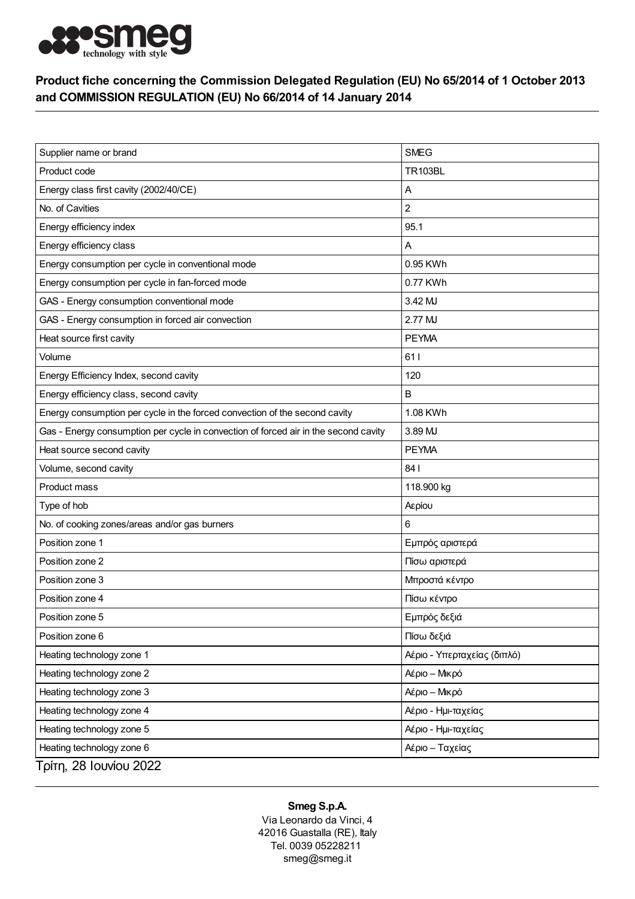# Product fiche concerning the Commission Delegated Regulation (EU) No 65/2014 of 1 October 2013 and COMMISSION REGULATION (EU) No 66/2014 of 14 January 2014

| | |
|---|---|
| Supplier name or brand | SMEG |
| Product code | TR103BL |
| Energy class first cavity (2002/40/CE) | A |
| No. of Cavities | 2 |
| Energy efficiency index | 95.1 |
| Energy efficiency class | A |
| Energy consumption per cycle in conventional mode | 0.95 KWh |
| Energy consumption per cycle in fan-forced mode | 0.77 KWh |
| GAS - Energy consumption conventional mode | 3.42 MJ |
| GAS - Energy consumption in forced air convection | 2.77 MJ |
| Heat source first cavity | PEYMA |
| Volume | 61 l |
| Energy Efficiency Index, second cavity | 120 |
| Energy efficiency class, second cavity | B |
| Energy consumption per cycle in the forced convection of the second cavity | 1.08 KWh |
| Gas - Energy consumption per cycle in convection of forced air in the second cavity | 3.89 MJ |
| Heat source second cavity | PEYMA |
| Volume, second cavity | 84 l |
| Product mass | 118.900 kg |
| Type of hob | Αερίου |
| No. of cooking zones/areas and/or gas burners | 6 |
| Position zone 1 | Εμπρός αριστερά |
| Position zone 2 | Πίσω αριστερά |
| Position zone 3 | Μπροστά κέντρο |
| Position zone 4 | Πίσω κέντρο |
| Position zone 5 | Εμπρός δεξιά |
| Position zone 6 | Πίσω δεξιά |
| Heating technology zone 1 | Αέριο - Υπερταχείας (διπλό) |
| Heating technology zone 2 | Αέριο – Μικρό |
| Heating technology zone 3 | Αέριο – Μικρό |
| Heating technology zone 4 | Αέριο - Ημι-ταχείας |
| Heating technology zone 5 | Αέριο - Ημι-ταχείας |
| Heating technology zone 6 | Αέριο – Ταχείας |

Τρίτη, 28 Ιουνίου 2022

**Smeg S.p.A.**
Via Leonardo da Vinci, 4
42016 Guastalla (RE), Italy
Tel. 0039 05228211
smeg@smeg.it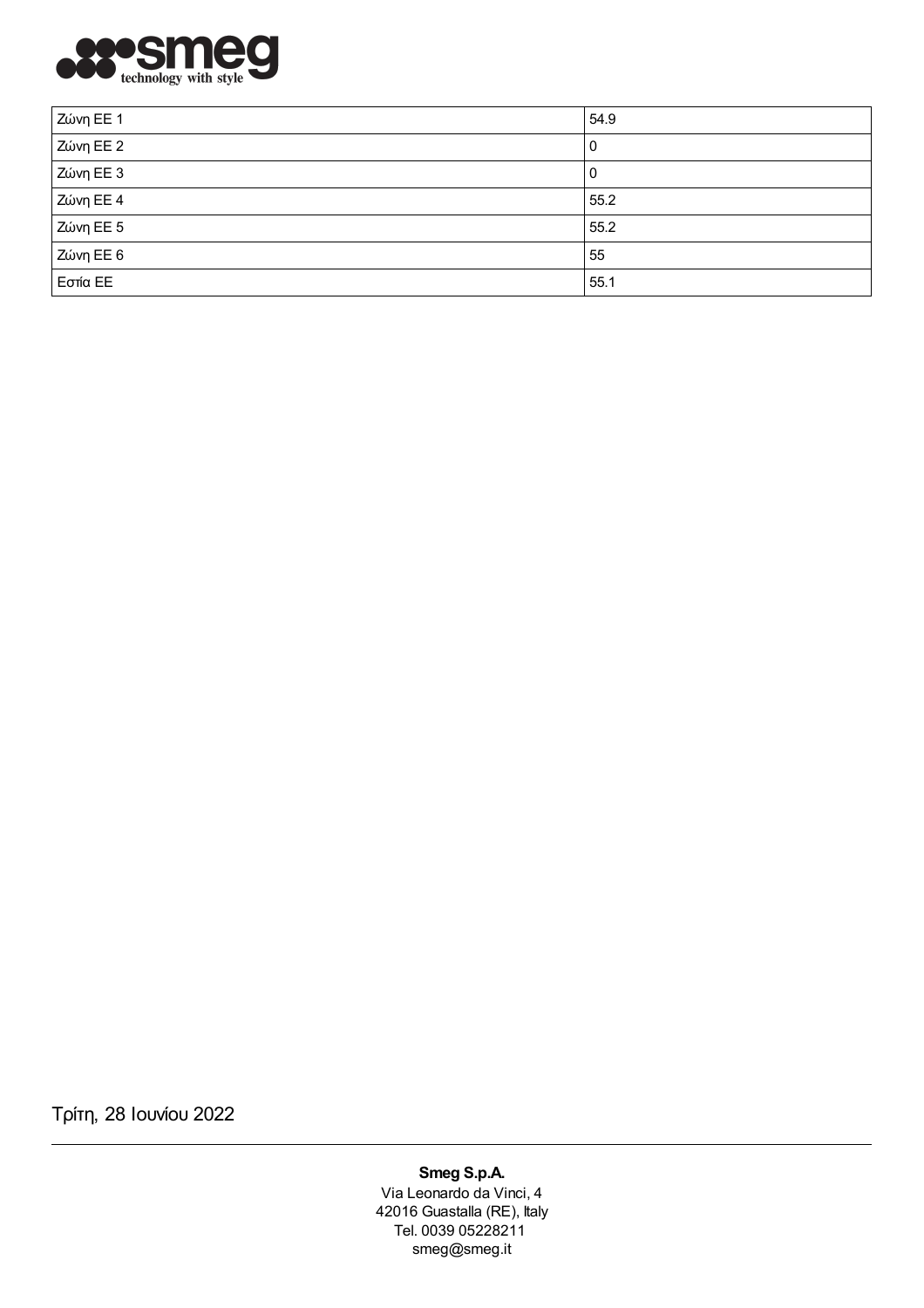| | |
|---|---|
| Ζώνη ΕΕ 1 | 54.9 |
| Ζώνη ΕΕ 2 | 0 |
| Ζώνη ΕΕ 3 | 0 |
| Ζώνη ΕΕ 4 | 55.2 |
| Ζώνη ΕΕ 5 | 55.2 |
| Ζώνη ΕΕ 6 | 55 |
| Εστία ΕΕ | 55.1 |

Τρίτη, 28 Ιουνίου 2022

**Smeg S.p.A.**
Via Leonardo da Vinci, 4
42016 Guastalla (RE), Italy
Tel. 0039 05228211
smeg@smeg.it